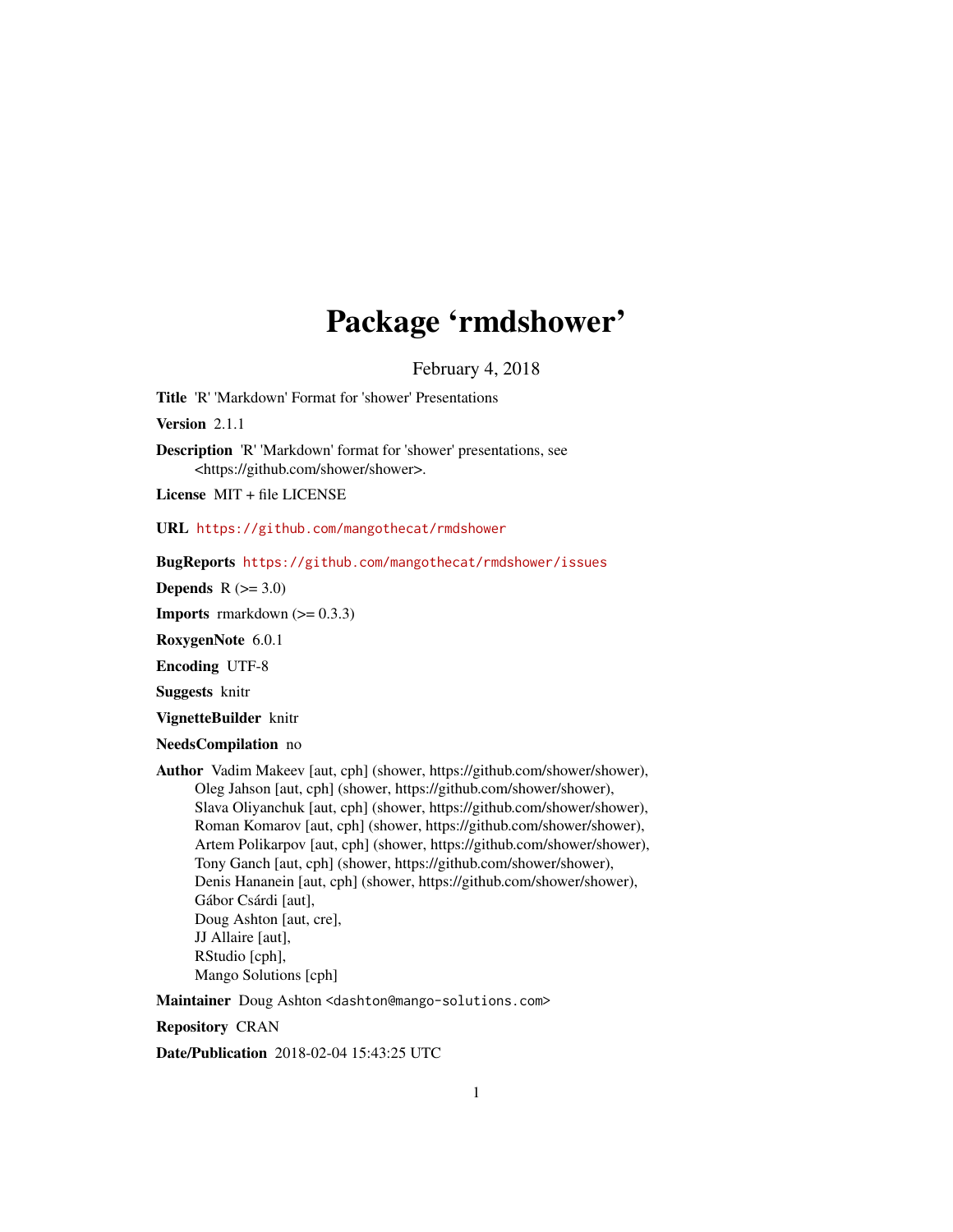# Package 'rmdshower'

February 4, 2018

**Title** 'R' 'Markdown' Format for 'shower' Presentations

**Version** 2.1.1

**Description** 'R' 'Markdown' format for 'shower' presentations, see <https://github.com/shower/shower>.

**License** MIT + file LICENSE

**URL** https://github.com/mangothecat/rmdshower

**BugReports** https://github.com/mangothecat/rmdshower/issues

**Depends** R (>= 3.0)

**Imports** rmarkdown (>= 0.3.3)

**RoxygenNote** 6.0.1

**Encoding** UTF-8

**Suggests** knitr

**VignetteBuilder** knitr

**NeedsCompilation** no

**Author** Vadim Makeev [aut, cph] (shower, https://github.com/shower/shower),
Oleg Jahson [aut, cph] (shower, https://github.com/shower/shower),
Slava Oliyanchuk [aut, cph] (shower, https://github.com/shower/shower),
Roman Komarov [aut, cph] (shower, https://github.com/shower/shower),
Artem Polikarpov [aut, cph] (shower, https://github.com/shower/shower),
Tony Ganch [aut, cph] (shower, https://github.com/shower/shower),
Denis Hananein [aut, cph] (shower, https://github.com/shower/shower),
Gábor Csárdi [aut],
Doug Ashton [aut, cre],
JJ Allaire [aut],
RStudio [cph],
Mango Solutions [cph]

**Maintainer** Doug Ashton <dashton@mango-solutions.com>

**Repository** CRAN

**Date/Publication** 2018-02-04 15:43:25 UTC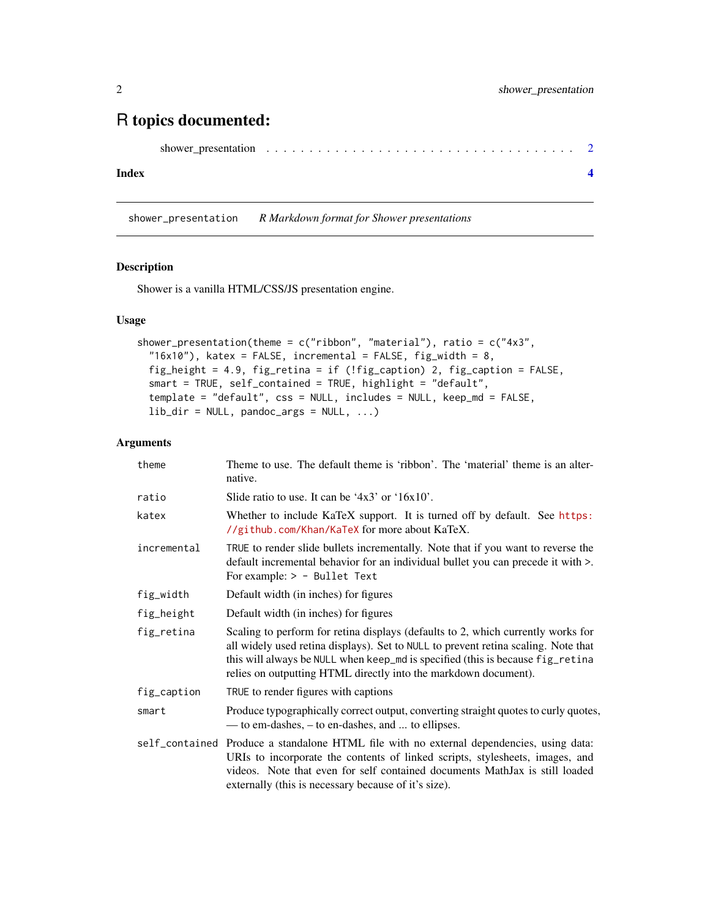# R topics documented:

shower_presentation . . . . . . . . . . . . . . . . . . . . . . . . . . . . . . . . . . . 2

**Index** **4**

---

shower_presentation *R Markdown format for Shower presentations*

---

### Description

Shower is a vanilla HTML/CSS/JS presentation engine.

### Usage

```
shower_presentation(theme = c("ribbon", "material"), ratio = c("4x3",
  "16x10"), katex = FALSE, incremental = FALSE, fig_width = 8,
  fig_height = 4.9, fig_retina = if (!fig_caption) 2, fig_caption = FALSE,
  smart = TRUE, self_contained = TRUE, highlight = "default",
  template = "default", css = NULL, includes = NULL, keep_md = FALSE,
  lib_dir = NULL, pandoc_args = NULL, ...)
```

### Arguments

| | |
|---|---|
| theme | Theme to use. The default theme is 'ribbon'. The 'material' theme is an alternative. |
| ratio | Slide ratio to use. It can be '4x3' or '16x10'. |
| katex | Whether to include KaTeX support. It is turned off by default. See https://github.com/Khan/KaTeX for more about KaTeX. |
| incremental | TRUE to render slide bullets incrementally. Note that if you want to reverse the default incremental behavior for an individual bullet you can precede it with >. For example: `> - Bullet Text` |
| fig_width | Default width (in inches) for figures |
| fig_height | Default width (in inches) for figures |
| fig_retina | Scaling to perform for retina displays (defaults to 2, which currently works for all widely used retina displays). Set to NULL to prevent retina scaling. Note that this will always be NULL when keep_md is specified (this is because fig_retina relies on outputting HTML directly into the markdown document). |
| fig_caption | TRUE to render figures with captions |
| smart | Produce typographically correct output, converting straight quotes to curly quotes, — to em-dashes, – to en-dashes, and ... to ellipses. |
| self_contained | Produce a standalone HTML file with no external dependencies, using data: URIs to incorporate the contents of linked scripts, stylesheets, images, and videos. Note that even for self contained documents MathJax is still loaded externally (this is necessary because of it's size). |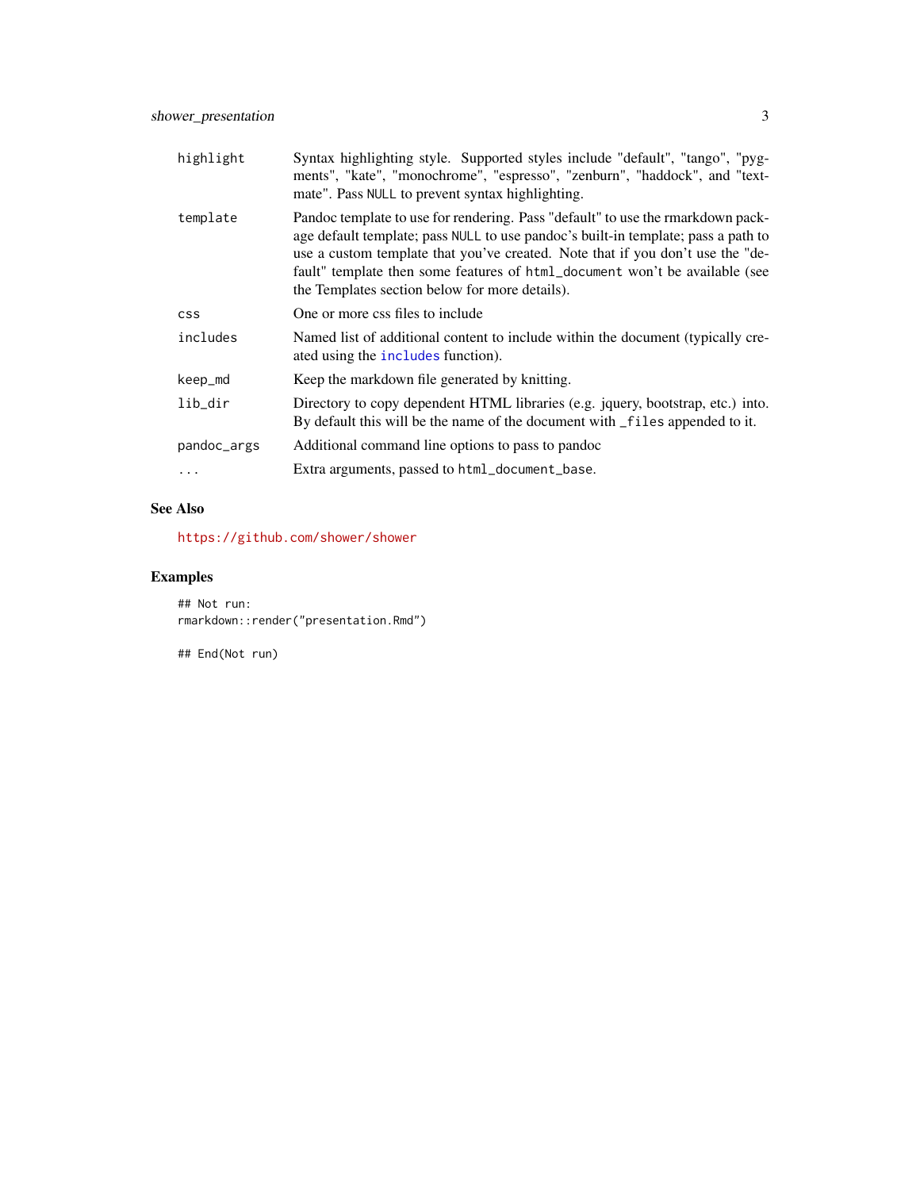| | |
|---|---|
| `highlight` | Syntax highlighting style. Supported styles include "default", "tango", "pygments", "kate", "monochrome", "espresso", "zenburn", "haddock", and "textmate". Pass `NULL` to prevent syntax highlighting. |
| `template` | Pandoc template to use for rendering. Pass "default" to use the rmarkdown package default template; pass `NULL` to use pandoc's built-in template; pass a path to use a custom template that you've created. Note that if you don't use the "default" template then some features of `html_document` won't be available (see the Templates section below for more details). |
| `css` | One or more css files to include |
| `includes` | Named list of additional content to include within the document (typically created using the `includes` function). |
| `keep_md` | Keep the markdown file generated by knitting. |
| `lib_dir` | Directory to copy dependent HTML libraries (e.g. jquery, bootstrap, etc.) into. By default this will be the name of the document with `_files` appended to it. |
| `pandoc_args` | Additional command line options to pass to pandoc |
| `...` | Extra arguments, passed to `html_document_base`. |

## See Also

https://github.com/shower/shower

## Examples

```
## Not run:
rmarkdown::render("presentation.Rmd")

## End(Not run)
```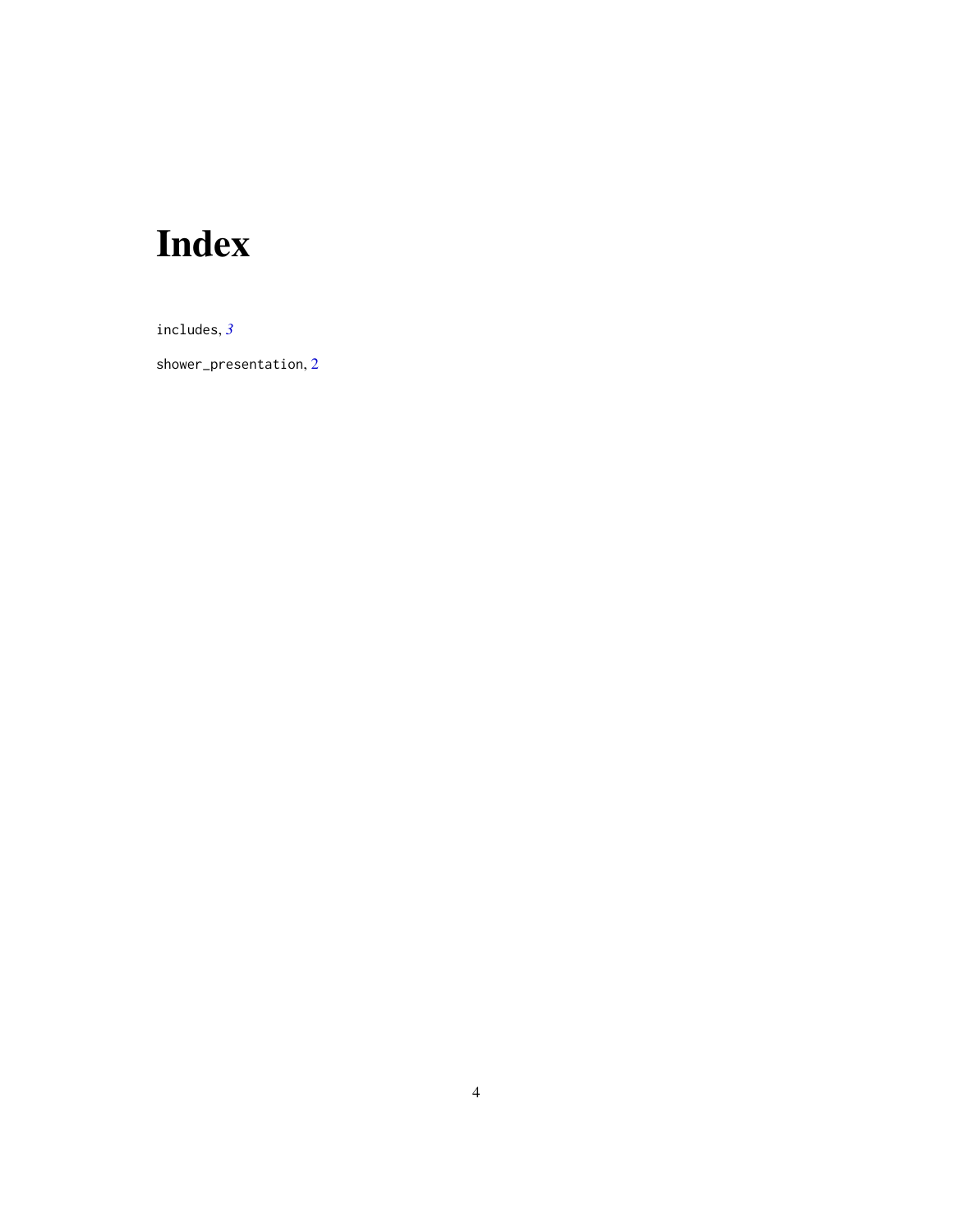# Index

includes, *3*

shower_presentation, 2